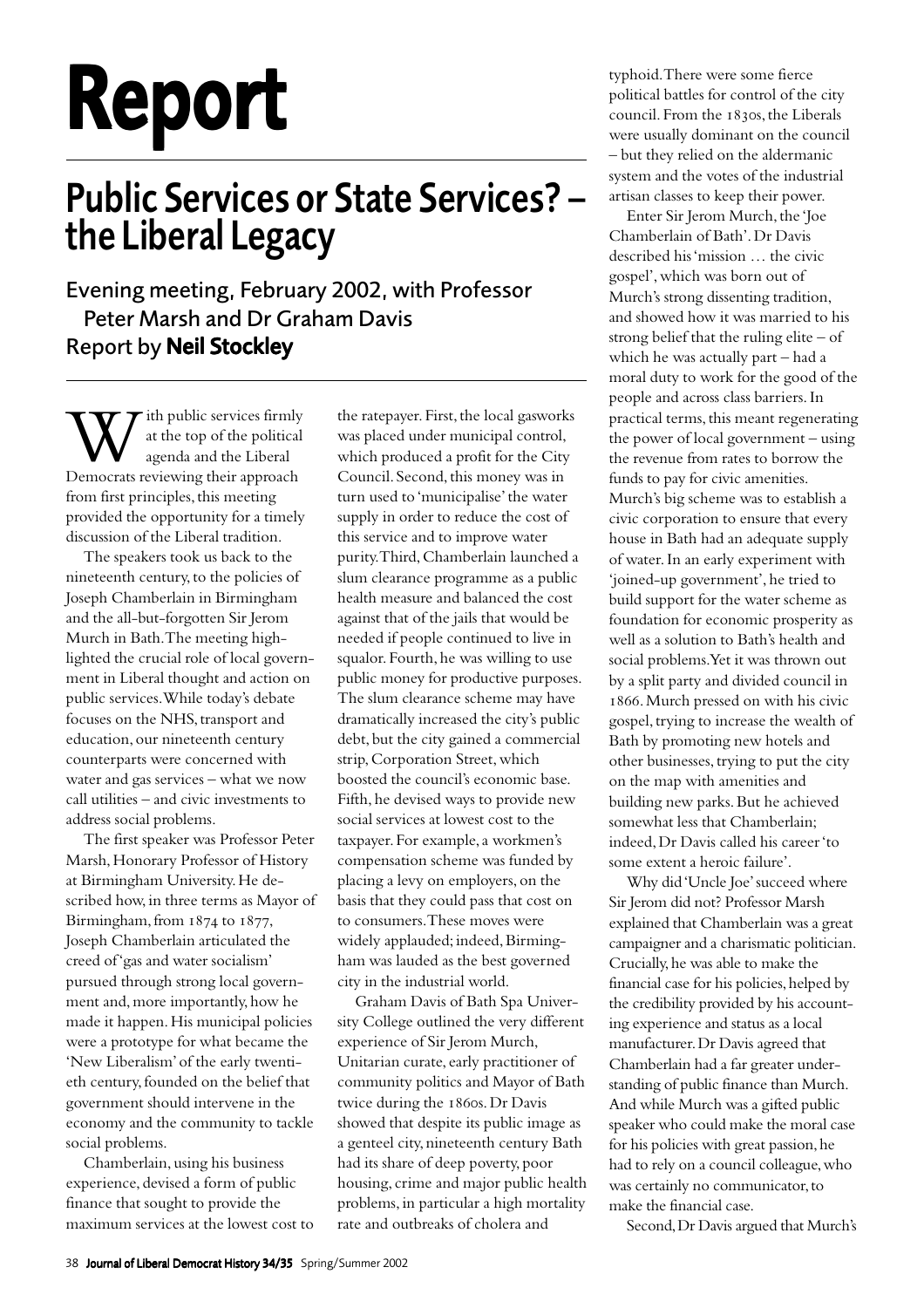# Report

## Public Services or State Services? – the Liberal Legacy

### Evening meeting, February 2002, with Professor Peter Marsh and Dr Graham Davis
### Report by **Neil Stockley**

With public services firmly at the top of the political agenda and the Liberal Democrats reviewing their approach from first principles, this meeting provided the opportunity for a timely discussion of the Liberal tradition.

The speakers took us back to the nineteenth century, to the policies of Joseph Chamberlain in Birmingham and the all-but-forgotten Sir Jerom Murch in Bath. The meeting highlighted the crucial role of local government in Liberal thought and action on public services. While today's debate focuses on the NHS, transport and education, our nineteenth century counterparts were concerned with water and gas services – what we now call utilities – and civic investments to address social problems.

The first speaker was Professor Peter Marsh, Honorary Professor of History at Birmingham University. He described how, in three terms as Mayor of Birmingham, from 1874 to 1877, Joseph Chamberlain articulated the creed of 'gas and water socialism' pursued through strong local government and, more importantly, how he made it happen. His municipal policies were a prototype for what became the 'New Liberalism' of the early twentieth century, founded on the belief that government should intervene in the economy and the community to tackle social problems.

Chamberlain, using his business experience, devised a form of public finance that sought to provide the maximum services at the lowest cost to the ratepayer. First, the local gasworks was placed under municipal control, which produced a profit for the City Council. Second, this money was in turn used to 'municipalise' the water supply in order to reduce the cost of this service and to improve water purity. Third, Chamberlain launched a slum clearance programme as a public health measure and balanced the cost against that of the jails that would be needed if people continued to live in squalor. Fourth, he was willing to use public money for productive purposes. The slum clearance scheme may have dramatically increased the city's public debt, but the city gained a commercial strip, Corporation Street, which boosted the council's economic base. Fifth, he devised ways to provide new social services at lowest cost to the taxpayer. For example, a workmen's compensation scheme was funded by placing a levy on employers, on the basis that they could pass that cost on to consumers. These moves were widely applauded; indeed, Birmingham was lauded as the best governed city in the industrial world.

Graham Davis of Bath Spa University College outlined the very different experience of Sir Jerom Murch, Unitarian curate, early practitioner of community politics and Mayor of Bath twice during the 1860s. Dr Davis showed that despite its public image as a genteel city, nineteenth century Bath had its share of deep poverty, poor housing, crime and major public health problems, in particular a high mortality rate and outbreaks of cholera and typhoid. There were some fierce political battles for control of the city council. From the 1830s, the Liberals were usually dominant on the council – but they relied on the aldermanic system and the votes of the industrial artisan classes to keep their power.

Enter Sir Jerom Murch, the 'Joe Chamberlain of Bath'. Dr Davis described his 'mission … the civic gospel', which was born out of Murch's strong dissenting tradition, and showed how it was married to his strong belief that the ruling elite – of which he was actually part – had a moral duty to work for the good of the people and across class barriers. In practical terms, this meant regenerating the power of local government – using the revenue from rates to borrow the funds to pay for civic amenities. Murch's big scheme was to establish a civic corporation to ensure that every house in Bath had an adequate supply of water. In an early experiment with 'joined-up government', he tried to build support for the water scheme as foundation for economic prosperity as well as a solution to Bath's health and social problems. Yet it was thrown out by a split party and divided council in 1866. Murch pressed on with his civic gospel, trying to increase the wealth of Bath by promoting new hotels and other businesses, trying to put the city on the map with amenities and building new parks. But he achieved somewhat less that Chamberlain; indeed, Dr Davis called his career 'to some extent a heroic failure'.

Why did 'Uncle Joe' succeed where Sir Jerom did not? Professor Marsh explained that Chamberlain was a great campaigner and a charismatic politician. Crucially, he was able to make the financial case for his policies, helped by the credibility provided by his accounting experience and status as a local manufacturer. Dr Davis agreed that Chamberlain had a far greater understanding of public finance than Murch. And while Murch was a gifted public speaker who could make the moral case for his policies with great passion, he had to rely on a council colleague, who was certainly no communicator, to make the financial case.

Second, Dr Davis argued that Murch's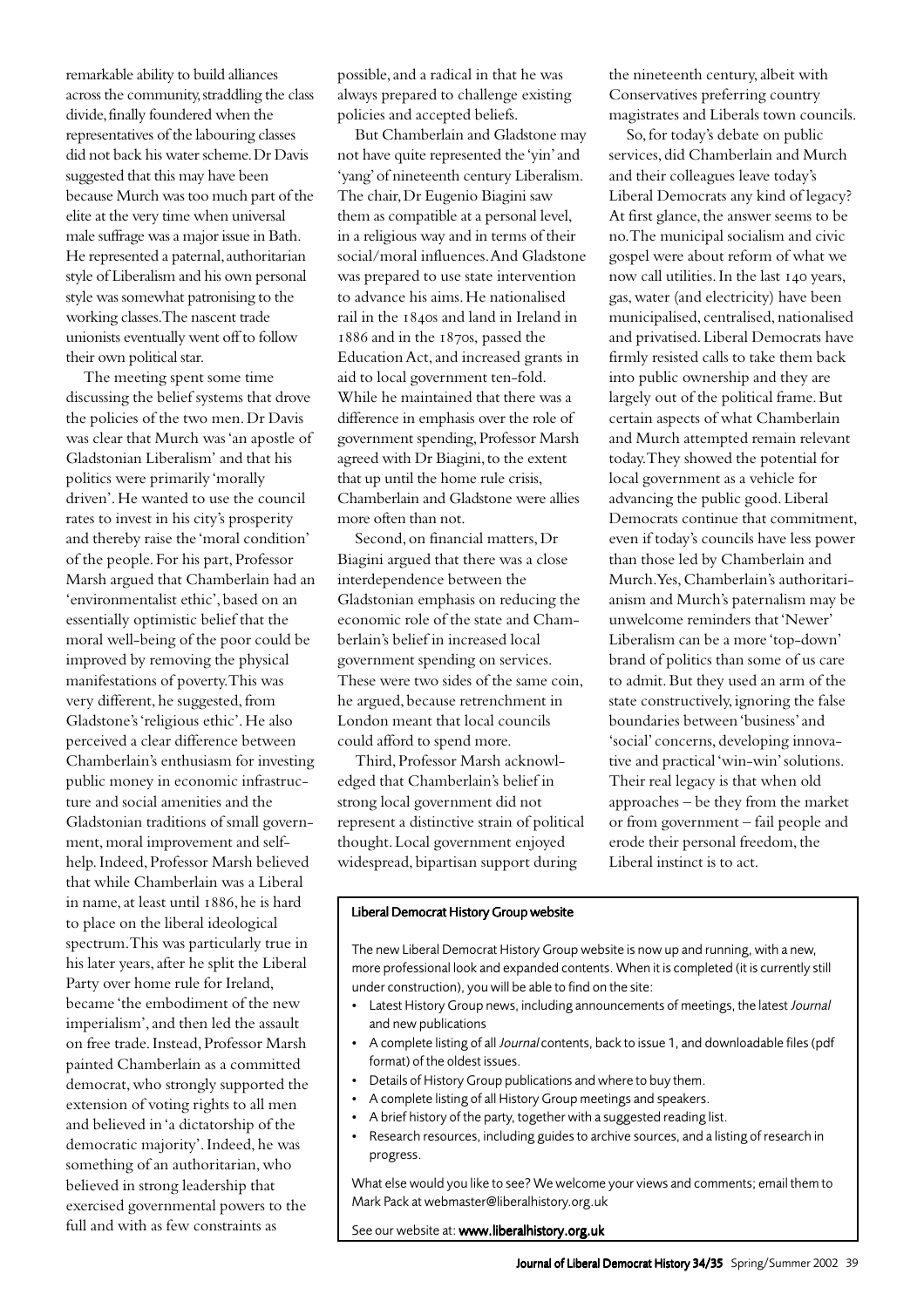remarkable ability to build alliances across the community, straddling the class divide, finally foundered when the representatives of the labouring classes did not back his water scheme. Dr Davis suggested that this may have been because Murch was too much part of the elite at the very time when universal male suffrage was a major issue in Bath. He represented a paternal, authoritarian style of Liberalism and his own personal style was somewhat patronising to the working classes. The nascent trade unionists eventually went off to follow their own political star.

The meeting spent some time discussing the belief systems that drove the policies of the two men. Dr Davis was clear that Murch was 'an apostle of Gladstonian Liberalism' and that his politics were primarily 'morally driven'. He wanted to use the council rates to invest in his city's prosperity and thereby raise the 'moral condition' of the people. For his part, Professor Marsh argued that Chamberlain had an 'environmentalist ethic', based on an essentially optimistic belief that the moral well-being of the poor could be improved by removing the physical manifestations of poverty. This was very different, he suggested, from Gladstone's 'religious ethic'. He also perceived a clear difference between Chamberlain's enthusiasm for investing public money in economic infrastructure and social amenities and the Gladstonian traditions of small government, moral improvement and self-help. Indeed, Professor Marsh believed that while Chamberlain was a Liberal in name, at least until 1886, he is hard to place on the liberal ideological spectrum. This was particularly true in his later years, after he split the Liberal Party over home rule for Ireland, became 'the embodiment of the new imperialism', and then led the assault on free trade. Instead, Professor Marsh painted Chamberlain as a committed democrat, who strongly supported the extension of voting rights to all men and believed in 'a dictatorship of the democratic majority'. Indeed, he was something of an authoritarian, who believed in strong leadership that exercised governmental powers to the full and with as few constraints as possible, and a radical in that he was always prepared to challenge existing policies and accepted beliefs.

But Chamberlain and Gladstone may not have quite represented the 'yin' and 'yang' of nineteenth century Liberalism. The chair, Dr Eugenio Biagini saw them as compatible at a personal level, in a religious way and in terms of their social/moral influences. And Gladstone was prepared to use state intervention to advance his aims. He nationalised rail in the 1840s and land in Ireland in 1886 and in the 1870s, passed the Education Act, and increased grants in aid to local government ten-fold. While he maintained that there was a difference in emphasis over the role of government spending, Professor Marsh agreed with Dr Biagini, to the extent that up until the home rule crisis, Chamberlain and Gladstone were allies more often than not.

Second, on financial matters, Dr Biagini argued that there was a close interdependence between the Gladstonian emphasis on reducing the economic role of the state and Chamberlain's belief in increased local government spending on services. These were two sides of the same coin, he argued, because retrenchment in London meant that local councils could afford to spend more.

Third, Professor Marsh acknowledged that Chamberlain's belief in strong local government did not represent a distinctive strain of political thought. Local government enjoyed widespread, bipartisan support during the nineteenth century, albeit with Conservatives preferring country magistrates and Liberals town councils.

So, for today's debate on public services, did Chamberlain and Murch and their colleagues leave today's Liberal Democrats any kind of legacy? At first glance, the answer seems to be no. The municipal socialism and civic gospel were about reform of what we now call utilities. In the last 140 years, gas, water (and electricity) have been municipalised, centralised, nationalised and privatised. Liberal Democrats have firmly resisted calls to take them back into public ownership and they are largely out of the political frame. But certain aspects of what Chamberlain and Murch attempted remain relevant today. They showed the potential for local government as a vehicle for advancing the public good. Liberal Democrats continue that commitment, even if today's councils have less power than those led by Chamberlain and Murch. Yes, Chamberlain's authoritarianism and Murch's paternalism may be unwelcome reminders that 'Newer' Liberalism can be a more 'top-down' brand of politics than some of us care to admit. But they used an arm of the state constructively, ignoring the false boundaries between 'business' and 'social' concerns, developing innovative and practical 'win-win' solutions. Their real legacy is that when old approaches – be they from the market or from government – fail people and erode their personal freedom, the Liberal instinct is to act.

---

**Liberal Democrat History Group website**

The new Liberal Democrat History Group website is now up and running, with a new, more professional look and expanded contents. When it is completed (it is currently still under construction), you will be able to find on the site:

- Latest History Group news, including announcements of meetings, the latest *Journal* and new publications
- A complete listing of all *Journal* contents, back to issue 1, and downloadable files (pdf format) of the oldest issues.
- Details of History Group publications and where to buy them.
- A complete listing of all History Group meetings and speakers.
- A brief history of the party, together with a suggested reading list.
- Research resources, including guides to archive sources, and a listing of research in progress.

What else would you like to see? We welcome your views and comments; email them to Mark Pack at webmaster@liberalhistory.org.uk

See our website at: **www.liberalhistory.org.uk**